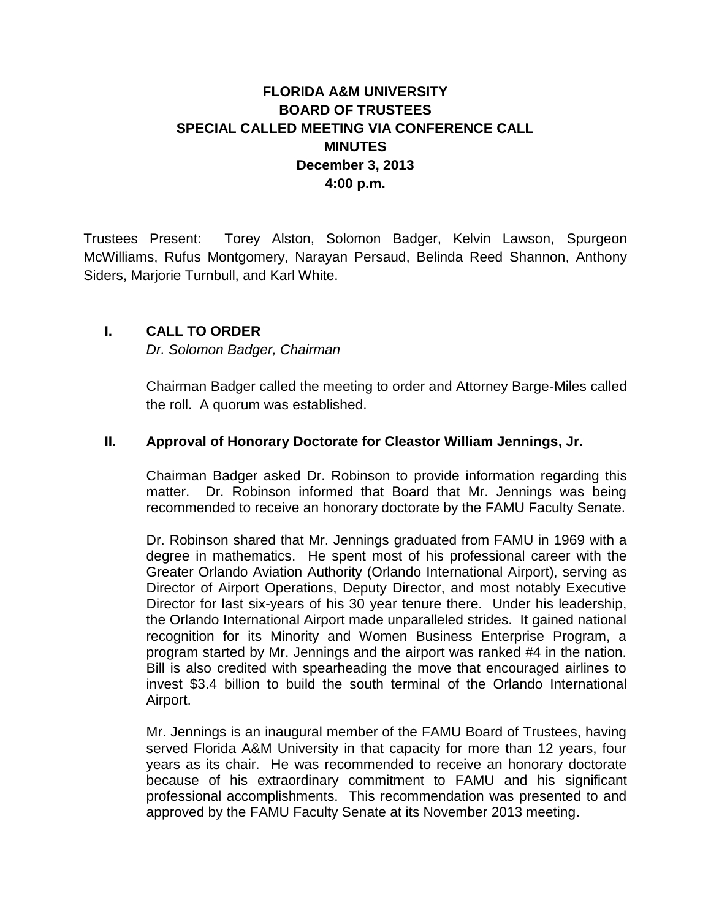# FLORIDA A&M UNIVERSITY
# BOARD OF TRUSTEES
# SPECIAL CALLED MEETING VIA CONFERENCE CALL
# MINUTES
**December 3, 2013**
**4:00 p.m.**

Trustees Present: Torey Alston, Solomon Badger, Kelvin Lawson, Spurgeon McWilliams, Rufus Montgomery, Narayan Persaud, Belinda Reed Shannon, Anthony Siders, Marjorie Turnbull, and Karl White.

## I. CALL TO ORDER

*Dr. Solomon Badger, Chairman*

Chairman Badger called the meeting to order and Attorney Barge-Miles called the roll. A quorum was established.

## II. Approval of Honorary Doctorate for Cleastor William Jennings, Jr.

Chairman Badger asked Dr. Robinson to provide information regarding this matter. Dr. Robinson informed that Board that Mr. Jennings was being recommended to receive an honorary doctorate by the FAMU Faculty Senate.

Dr. Robinson shared that Mr. Jennings graduated from FAMU in 1969 with a degree in mathematics. He spent most of his professional career with the Greater Orlando Aviation Authority (Orlando International Airport), serving as Director of Airport Operations, Deputy Director, and most notably Executive Director for last six-years of his 30 year tenure there. Under his leadership, the Orlando International Airport made unparalleled strides. It gained national recognition for its Minority and Women Business Enterprise Program, a program started by Mr. Jennings and the airport was ranked #4 in the nation. Bill is also credited with spearheading the move that encouraged airlines to invest $3.4 billion to build the south terminal of the Orlando International Airport.

Mr. Jennings is an inaugural member of the FAMU Board of Trustees, having served Florida A&M University in that capacity for more than 12 years, four years as its chair. He was recommended to receive an honorary doctorate because of his extraordinary commitment to FAMU and his significant professional accomplishments. This recommendation was presented to and approved by the FAMU Faculty Senate at its November 2013 meeting.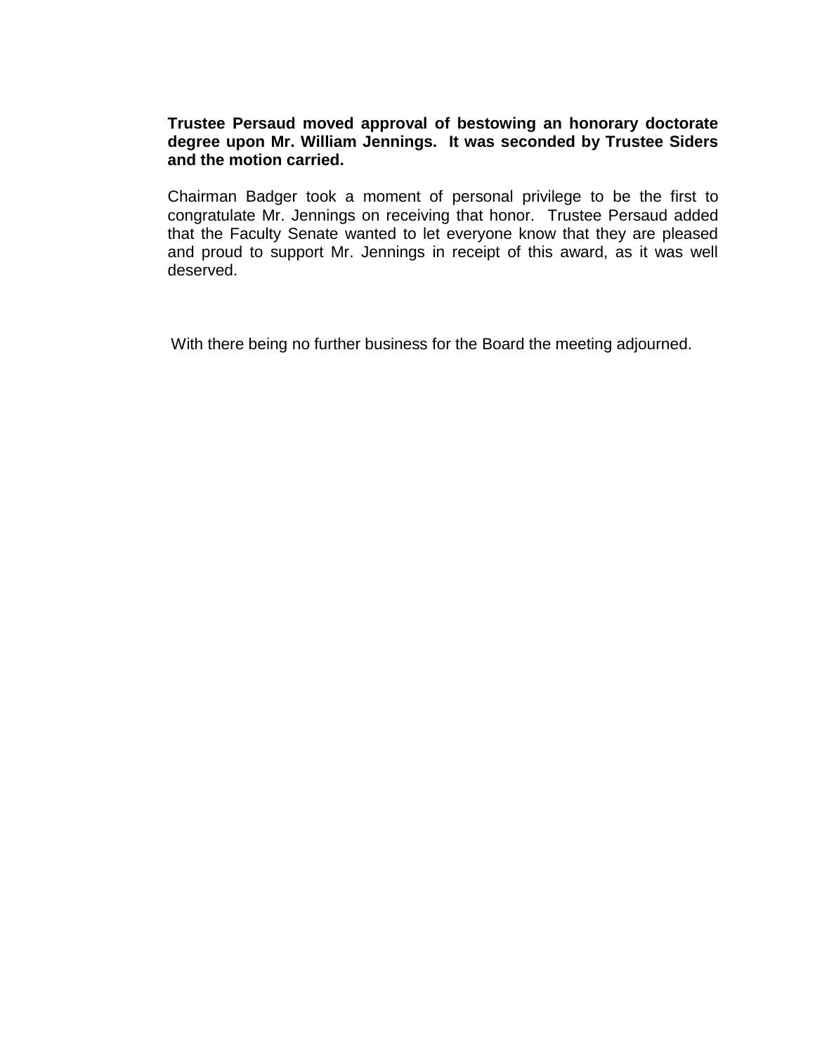**Trustee Persaud moved approval of bestowing an honorary doctorate degree upon Mr. William Jennings. It was seconded by Trustee Siders and the motion carried.**

Chairman Badger took a moment of personal privilege to be the first to congratulate Mr. Jennings on receiving that honor. Trustee Persaud added that the Faculty Senate wanted to let everyone know that they are pleased and proud to support Mr. Jennings in receipt of this award, as it was well deserved.

With there being no further business for the Board the meeting adjourned.